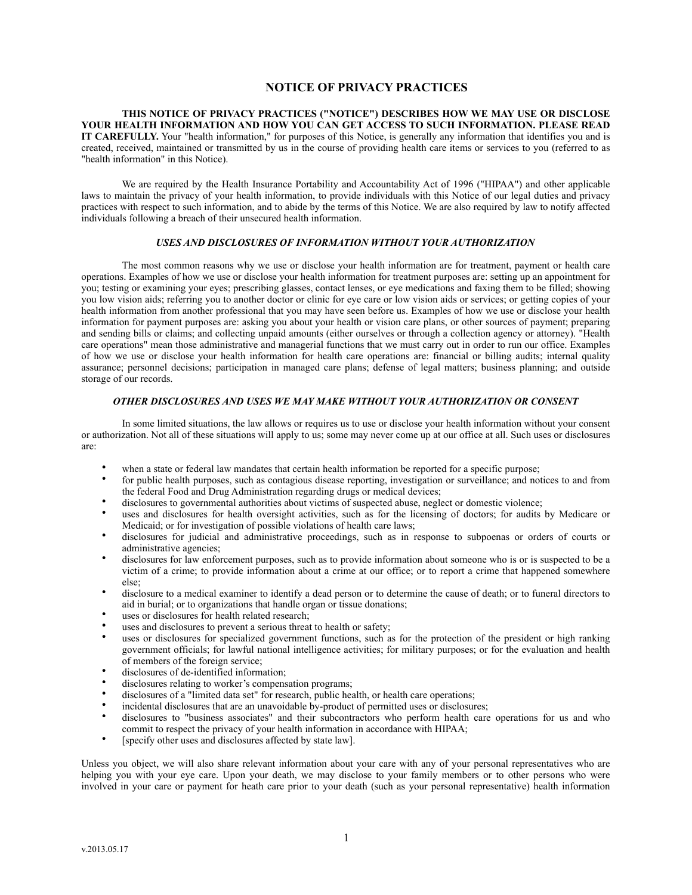# NOTICE OF PRIVACY PRACTICES

**THIS NOTICE OF PRIVACY PRACTICES ("NOTICE") DESCRIBES HOW WE MAY USE OR DISCLOSE YOUR HEALTH INFORMATION AND HOW YOU CAN GET ACCESS TO SUCH INFORMATION. PLEASE READ IT CAREFULLY.** Your "health information," for purposes of this Notice, is generally any information that identifies you and is created, received, maintained or transmitted by us in the course of providing health care items or services to you (referred to as "health information" in this Notice).

We are required by the Health Insurance Portability and Accountability Act of 1996 ("HIPAA") and other applicable laws to maintain the privacy of your health information, to provide individuals with this Notice of our legal duties and privacy practices with respect to such information, and to abide by the terms of this Notice. We are also required by law to notify affected individuals following a breach of their unsecured health information.

### *USES AND DISCLOSURES OF INFORMATION WITHOUT YOUR AUTHORIZATION*

The most common reasons why we use or disclose your health information are for treatment, payment or health care operations. Examples of how we use or disclose your health information for treatment purposes are: setting up an appointment for you; testing or examining your eyes; prescribing glasses, contact lenses, or eye medications and faxing them to be filled; showing you low vision aids; referring you to another doctor or clinic for eye care or low vision aids or services; or getting copies of your health information from another professional that you may have seen before us. Examples of how we use or disclose your health information for payment purposes are: asking you about your health or vision care plans, or other sources of payment; preparing and sending bills or claims; and collecting unpaid amounts (either ourselves or through a collection agency or attorney). "Health care operations" mean those administrative and managerial functions that we must carry out in order to run our office. Examples of how we use or disclose your health information for health care operations are: financial or billing audits; internal quality assurance; personnel decisions; participation in managed care plans; defense of legal matters; business planning; and outside storage of our records.

### *OTHER DISCLOSURES AND USES WE MAY MAKE WITHOUT YOUR AUTHORIZATION OR CONSENT*

In some limited situations, the law allows or requires us to use or disclose your health information without your consent or authorization. Not all of these situations will apply to us; some may never come up at our office at all. Such uses or disclosures are:

- when a state or federal law mandates that certain health information be reported for a specific purpose;
- for public health purposes, such as contagious disease reporting, investigation or surveillance; and notices to and from the federal Food and Drug Administration regarding drugs or medical devices;
- disclosures to governmental authorities about victims of suspected abuse, neglect or domestic violence;
- uses and disclosures for health oversight activities, such as for the licensing of doctors; for audits by Medicare or Medicaid; or for investigation of possible violations of health care laws;
- disclosures for judicial and administrative proceedings, such as in response to subpoenas or orders of courts or administrative agencies;
- disclosures for law enforcement purposes, such as to provide information about someone who is or is suspected to be a victim of a crime; to provide information about a crime at our office; or to report a crime that happened somewhere else;
- disclosure to a medical examiner to identify a dead person or to determine the cause of death; or to funeral directors to aid in burial; or to organizations that handle organ or tissue donations;
- uses or disclosures for health related research;
- uses and disclosures to prevent a serious threat to health or safety;
- uses or disclosures for specialized government functions, such as for the protection of the president or high ranking government officials; for lawful national intelligence activities; for military purposes; or for the evaluation and health of members of the foreign service;
- disclosures of de-identified information;
- disclosures relating to worker's compensation programs;
- disclosures of a "limited data set" for research, public health, or health care operations;
- incidental disclosures that are an unavoidable by-product of permitted uses or disclosures;
- disclosures to "business associates" and their subcontractors who perform health care operations for us and who commit to respect the privacy of your health information in accordance with HIPAA;
- [specify other uses and disclosures affected by state law].

Unless you object, we will also share relevant information about your care with any of your personal representatives who are helping you with your eye care. Upon your death, we may disclose to your family members or to other persons who were involved in your care or payment for heath care prior to your death (such as your personal representative) health information

v.2013.05.17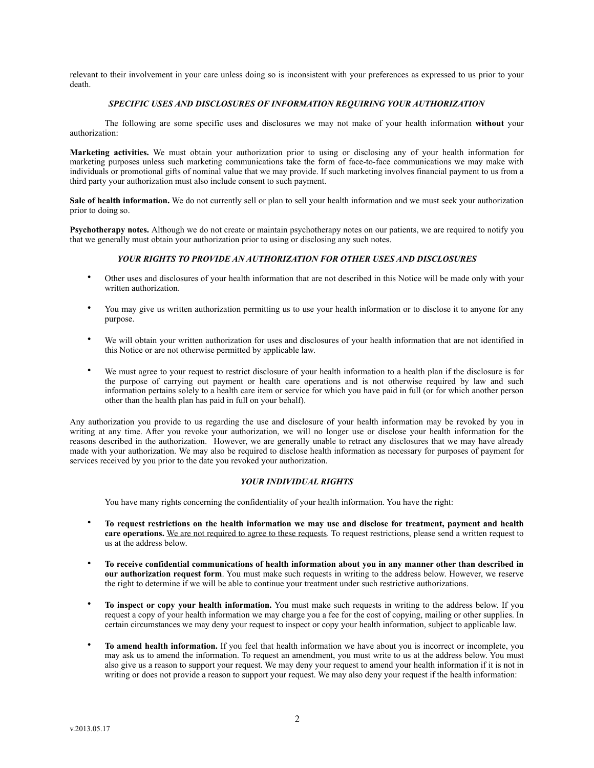relevant to their involvement in your care unless doing so is inconsistent with your preferences as expressed to us prior to your death.

### *SPECIFIC USES AND DISCLOSURES OF INFORMATION REQUIRING YOUR AUTHORIZATION*

The following are some specific uses and disclosures we may not make of your health information **without** your authorization:

**Marketing activities.** We must obtain your authorization prior to using or disclosing any of your health information for marketing purposes unless such marketing communications take the form of face-to-face communications we may make with individuals or promotional gifts of nominal value that we may provide. If such marketing involves financial payment to us from a third party your authorization must also include consent to such payment.

**Sale of health information.** We do not currently sell or plan to sell your health information and we must seek your authorization prior to doing so.

**Psychotherapy notes.** Although we do not create or maintain psychotherapy notes on our patients, we are required to notify you that we generally must obtain your authorization prior to using or disclosing any such notes.

### *YOUR RIGHTS TO PROVIDE AN AUTHORIZATION FOR OTHER USES AND DISCLOSURES*

- Other uses and disclosures of your health information that are not described in this Notice will be made only with your written authorization.
- You may give us written authorization permitting us to use your health information or to disclose it to anyone for any purpose.
- We will obtain your written authorization for uses and disclosures of your health information that are not identified in this Notice or are not otherwise permitted by applicable law.
- We must agree to your request to restrict disclosure of your health information to a health plan if the disclosure is for the purpose of carrying out payment or health care operations and is not otherwise required by law and such information pertains solely to a health care item or service for which you have paid in full (or for which another person other than the health plan has paid in full on your behalf).

Any authorization you provide to us regarding the use and disclosure of your health information may be revoked by you in writing at any time. After you revoke your authorization, we will no longer use or disclose your health information for the reasons described in the authorization. However, we are generally unable to retract any disclosures that we may have already made with your authorization. We may also be required to disclose health information as necessary for purposes of payment for services received by you prior to the date you revoked your authorization.

### *YOUR INDIVIDUAL RIGHTS*

You have many rights concerning the confidentiality of your health information. You have the right:

- **To request restrictions on the health information we may use and disclose for treatment, payment and health care operations.** We are not required to agree to these requests. To request restrictions, please send a written request to us at the address below.
- **To receive confidential communications of health information about you in any manner other than described in our authorization request form**. You must make such requests in writing to the address below. However, we reserve the right to determine if we will be able to continue your treatment under such restrictive authorizations.
- **To inspect or copy your health information.** You must make such requests in writing to the address below. If you request a copy of your health information we may charge you a fee for the cost of copying, mailing or other supplies. In certain circumstances we may deny your request to inspect or copy your health information, subject to applicable law.
- **To amend health information.** If you feel that health information we have about you is incorrect or incomplete, you may ask us to amend the information. To request an amendment, you must write to us at the address below. You must also give us a reason to support your request. We may deny your request to amend your health information if it is not in writing or does not provide a reason to support your request. We may also deny your request if the health information:

v.2013.05.17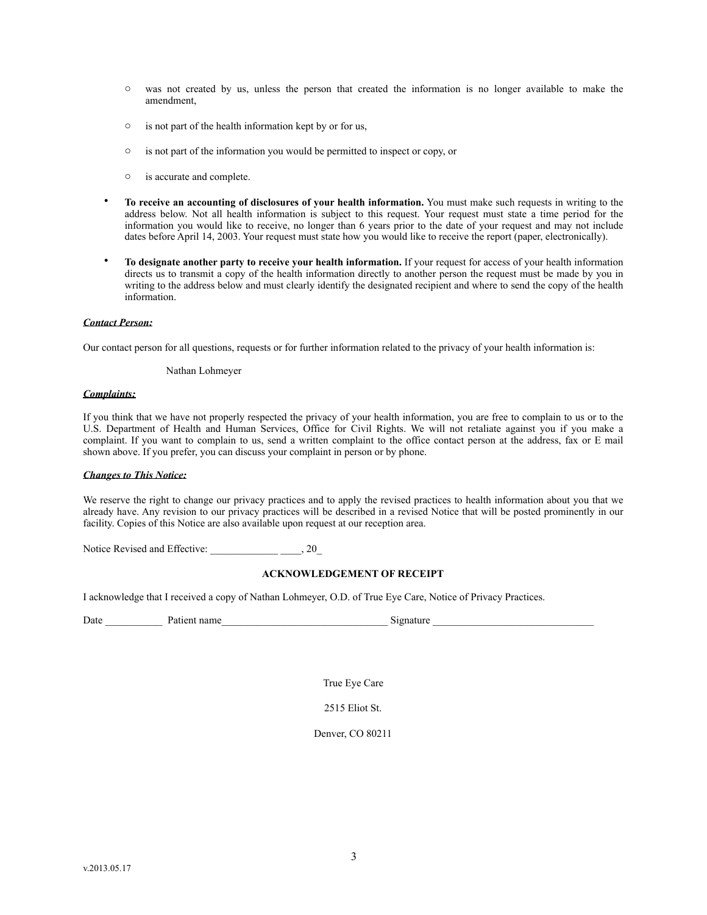- was not created by us, unless the person that created the information is no longer available to make the amendment,
    - is not part of the health information kept by or for us,
    - is not part of the information you would be permitted to inspect or copy, or
    - is accurate and complete.

- **To receive an accounting of disclosures of your health information.** You must make such requests in writing to the address below. Not all health information is subject to this request. Your request must state a time period for the information you would like to receive, no longer than 6 years prior to the date of your request and may not include dates before April 14, 2003. Your request must state how you would like to receive the report (paper, electronically).
- **To designate another party to receive your health information.** If your request for access of your health information directs us to transmit a copy of the health information directly to another person the request must be made by you in writing to the address below and must clearly identify the designated recipient and where to send the copy of the health information.

***Contact Person:***

Our contact person for all questions, requests or for further information related to the privacy of your health information is:

Nathan Lohmeyer

***Complaints:***

If you think that we have not properly respected the privacy of your health information, you are free to complain to us or to the U.S. Department of Health and Human Services, Office for Civil Rights. We will not retaliate against you if you make a complaint. If you want to complain to us, send a written complaint to the office contact person at the address, fax or E mail shown above. If you prefer, you can discuss your complaint in person or by phone.

***Changes to This Notice:***

We reserve the right to change our privacy practices and to apply the revised practices to health information about you that we already have. Any revision to our privacy practices will be described in a revised Notice that will be posted prominently in our facility. Copies of this Notice are also available upon request at our reception area.

Notice Revised and Effective: _____________ ____, 20_

**ACKNOWLEDGEMENT OF RECEIPT**

I acknowledge that I received a copy of Nathan Lohmeyer, O.D. of True Eye Care, Notice of Privacy Practices.

Date ___________ Patient name_______________________________ Signature ______________________________

True Eye Care

2515 Eliot St.

Denver, CO 80211

v.2013.05.17